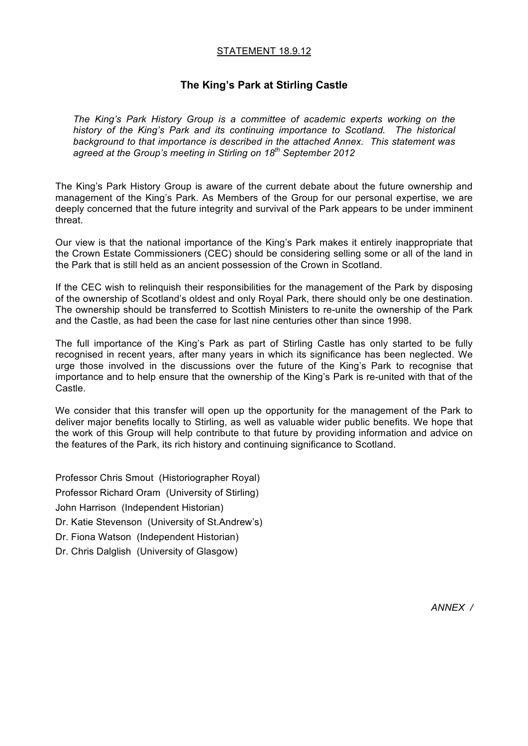STATEMENT 18.9.12

# The King's Park at Stirling Castle

*The King's Park History Group is a committee of academic experts working on the history of the King's Park and its continuing importance to Scotland. The historical background to that importance is described in the attached Annex. This statement was agreed at the Group's meeting in Stirling on 18th September 2012*

The King's Park History Group is aware of the current debate about the future ownership and management of the King's Park. As Members of the Group for our personal expertise, we are deeply concerned that the future integrity and survival of the Park appears to be under imminent threat.

Our view is that the national importance of the King's Park makes it entirely inappropriate that the Crown Estate Commissioners (CEC) should be considering selling some or all of the land in the Park that is still held as an ancient possession of the Crown in Scotland.

If the CEC wish to relinquish their responsibilities for the management of the Park by disposing of the ownership of Scotland's oldest and only Royal Park, there should only be one destination. The ownership should be transferred to Scottish Ministers to re-unite the ownership of the Park and the Castle, as had been the case for last nine centuries other than since 1998.

The full importance of the King's Park as part of Stirling Castle has only started to be fully recognised in recent years, after many years in which its significance has been neglected. We urge those involved in the discussions over the future of the King's Park to recognise that importance and to help ensure that the ownership of the King's Park is re-united with that of the Castle.

We consider that this transfer will open up the opportunity for the management of the Park to deliver major benefits locally to Stirling, as well as valuable wider public benefits. We hope that the work of this Group will help contribute to that future by providing information and advice on the features of the Park, its rich history and continuing significance to Scotland.

Professor Chris Smout (Historiographer Royal)
Professor Richard Oram (University of Stirling)
John Harrison (Independent Historian)
Dr. Katie Stevenson (University of St.Andrew's)
Dr. Fiona Watson (Independent Historian)
Dr. Chris Dalglish (University of Glasgow)

*ANNEX /*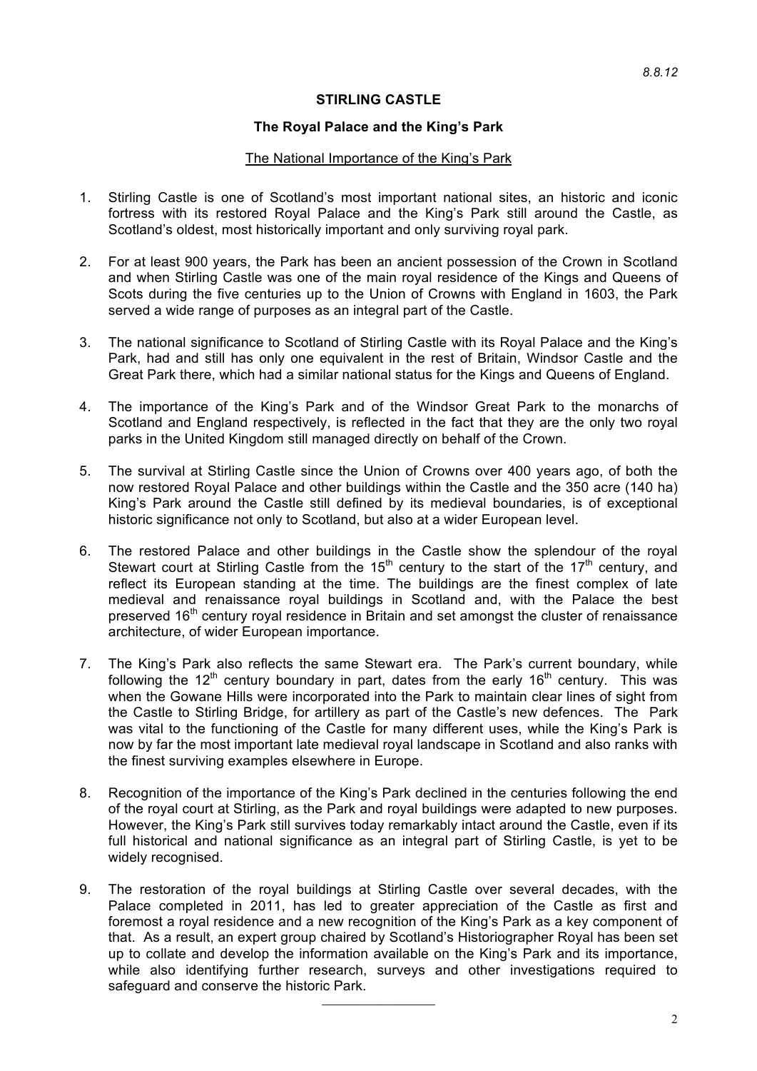*8.8.12*

**STIRLING CASTLE**

**The Royal Palace and the King's Park**

The National Importance of the King's Park

1. Stirling Castle is one of Scotland's most important national sites, an historic and iconic fortress with its restored Royal Palace and the King's Park still around the Castle, as Scotland's oldest, most historically important and only surviving royal park.

2. For at least 900 years, the Park has been an ancient possession of the Crown in Scotland and when Stirling Castle was one of the main royal residence of the Kings and Queens of Scots during the five centuries up to the Union of Crowns with England in 1603, the Park served a wide range of purposes as an integral part of the Castle.

3. The national significance to Scotland of Stirling Castle with its Royal Palace and the King's Park, had and still has only one equivalent in the rest of Britain, Windsor Castle and the Great Park there, which had a similar national status for the Kings and Queens of England.

4. The importance of the King's Park and of the Windsor Great Park to the monarchs of Scotland and England respectively, is reflected in the fact that they are the only two royal parks in the United Kingdom still managed directly on behalf of the Crown.

5. The survival at Stirling Castle since the Union of Crowns over 400 years ago, of both the now restored Royal Palace and other buildings within the Castle and the 350 acre (140 ha) King's Park around the Castle still defined by its medieval boundaries, is of exceptional historic significance not only to Scotland, but also at a wider European level.

6. The restored Palace and other buildings in the Castle show the splendour of the royal Stewart court at Stirling Castle from the 15th century to the start of the 17th century, and reflect its European standing at the time. The buildings are the finest complex of late medieval and renaissance royal buildings in Scotland and, with the Palace the best preserved 16th century royal residence in Britain and set amongst the cluster of renaissance architecture, of wider European importance.

7. The King's Park also reflects the same Stewart era. The Park's current boundary, while following the 12th century boundary in part, dates from the early 16th century. This was when the Gowane Hills were incorporated into the Park to maintain clear lines of sight from the Castle to Stirling Bridge, for artillery as part of the Castle's new defences. The Park was vital to the functioning of the Castle for many different uses, while the King's Park is now by far the most important late medieval royal landscape in Scotland and also ranks with the finest surviving examples elsewhere in Europe.

8. Recognition of the importance of the King's Park declined in the centuries following the end of the royal court at Stirling, as the Park and royal buildings were adapted to new purposes. However, the King's Park still survives today remarkably intact around the Castle, even if its full historical and national significance as an integral part of Stirling Castle, is yet to be widely recognised.

9. The restoration of the royal buildings at Stirling Castle over several decades, with the Palace completed in 2011, has led to greater appreciation of the Castle as first and foremost a royal residence and a new recognition of the King's Park as a key component of that. As a result, an expert group chaired by Scotland's Historiographer Royal has been set up to collate and develop the information available on the King's Park and its importance, while also identifying further research, surveys and other investigations required to safeguard and conserve the historic Park.